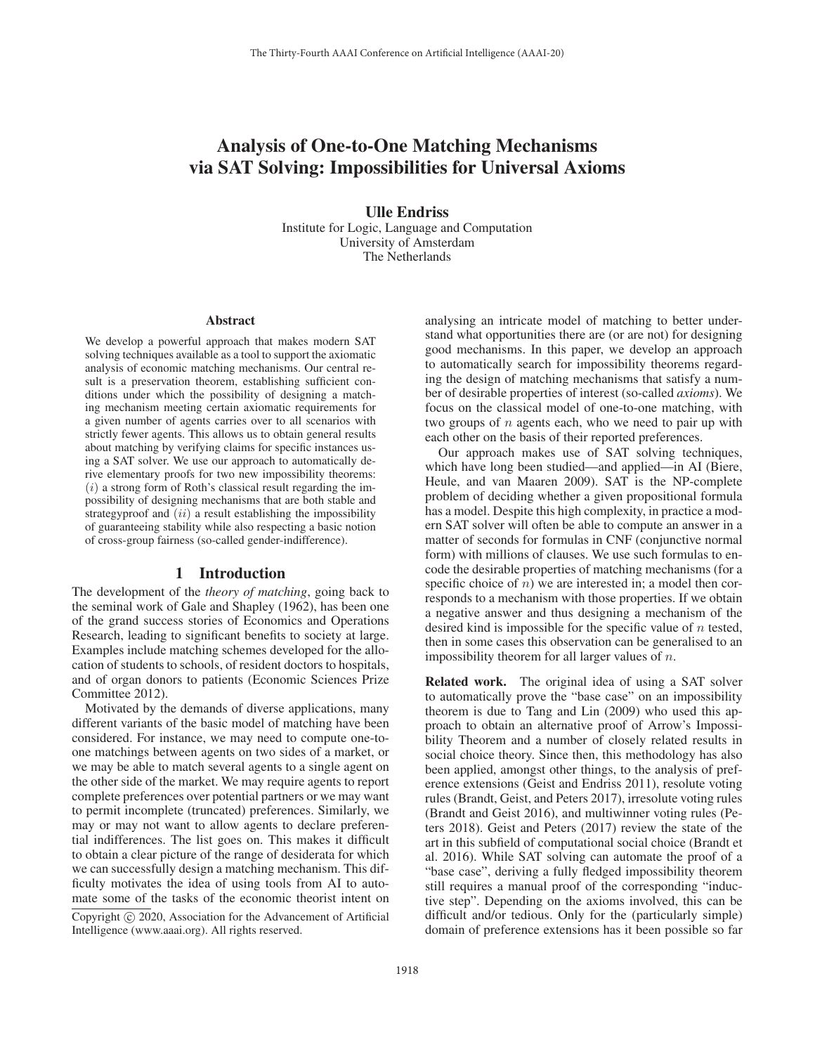# Analysis of One-to-One Matching Mechanisms via SAT Solving: Impossibilities for Universal Axioms

**Ulle Endriss**

Institute for Logic, Language and Computation
University of Amsterdam
The Netherlands

### Abstract

We develop a powerful approach that makes modern SAT solving techniques available as a tool to support the axiomatic analysis of economic matching mechanisms. Our central result is a preservation theorem, establishing sufficient conditions under which the possibility of designing a matching mechanism meeting certain axiomatic requirements for a given number of agents carries over to all scenarios with strictly fewer agents. This allows us to obtain general results about matching by verifying claims for specific instances using a SAT solver. We use our approach to automatically derive elementary proofs for two new impossibility theorems: $(i)$ a strong form of Roth's classical result regarding the impossibility of designing mechanisms that are both stable and strategyproof and $(ii)$ a result establishing the impossibility of guaranteeing stability while also respecting a basic notion of cross-group fairness (so-called gender-indifference).

## 1 Introduction

The development of the *theory of matching*, going back to the seminal work of Gale and Shapley (1962), has been one of the grand success stories of Economics and Operations Research, leading to significant benefits to society at large. Examples include matching schemes developed for the allocation of students to schools, of resident doctors to hospitals, and of organ donors to patients (Economic Sciences Prize Committee 2012).

Motivated by the demands of diverse applications, many different variants of the basic model of matching have been considered. For instance, we may need to compute one-to-one matchings between agents on two sides of a market, or we may be able to match several agents to a single agent on the other side of the market. We may require agents to report complete preferences over potential partners or we may want to permit incomplete (truncated) preferences. Similarly, we may or may not want to allow agents to declare preferential indifferences. The list goes on. This makes it difficult to obtain a clear picture of the range of desiderata for which we can successfully design a matching mechanism. This difficulty motivates the idea of using tools from AI to automate some of the tasks of the economic theorist intent on analysing an intricate model of matching to better understand what opportunities there are (or are not) for designing good mechanisms. In this paper, we develop an approach to automatically search for impossibility theorems regarding the design of matching mechanisms that satisfy a number of desirable properties of interest (so-called *axioms*). We focus on the classical model of one-to-one matching, with two groups of $n$ agents each, who we need to pair up with each other on the basis of their reported preferences.

Our approach makes use of SAT solving techniques, which have long been studied—and applied—in AI (Biere, Heule, and van Maaren 2009). SAT is the NP-complete problem of deciding whether a given propositional formula has a model. Despite this high complexity, in practice a modern SAT solver will often be able to compute an answer in a matter of seconds for formulas in CNF (conjunctive normal form) with millions of clauses. We use such formulas to encode the desirable properties of matching mechanisms (for a specific choice of $n$) we are interested in; a model then corresponds to a mechanism with those properties. If we obtain a negative answer and thus designing a mechanism of the desired kind is impossible for the specific value of $n$ tested, then in some cases this observation can be generalised to an impossibility theorem for all larger values of $n$.

**Related work.** The original idea of using a SAT solver to automatically prove the "base case" on an impossibility theorem is due to Tang and Lin (2009) who used this approach to obtain an alternative proof of Arrow's Impossibility Theorem and a number of closely related results in social choice theory. Since then, this methodology has also been applied, amongst other things, to the analysis of preference extensions (Geist and Endriss 2011), resolute voting rules (Brandt, Geist, and Peters 2017), irresolute voting rules (Brandt and Geist 2016), and multiwinner voting rules (Peters 2018). Geist and Peters (2017) review the state of the art in this subfield of computational social choice (Brandt et al. 2016). While SAT solving can automate the proof of a "base case", deriving a fully fledged impossibility theorem still requires a manual proof of the corresponding "inductive step". Depending on the axioms involved, this can be difficult and/or tedious. Only for the (particularly simple) domain of preference extensions has it been possible so far

Copyright © 2020, Association for the Advancement of Artificial Intelligence (www.aaai.org). All rights reserved.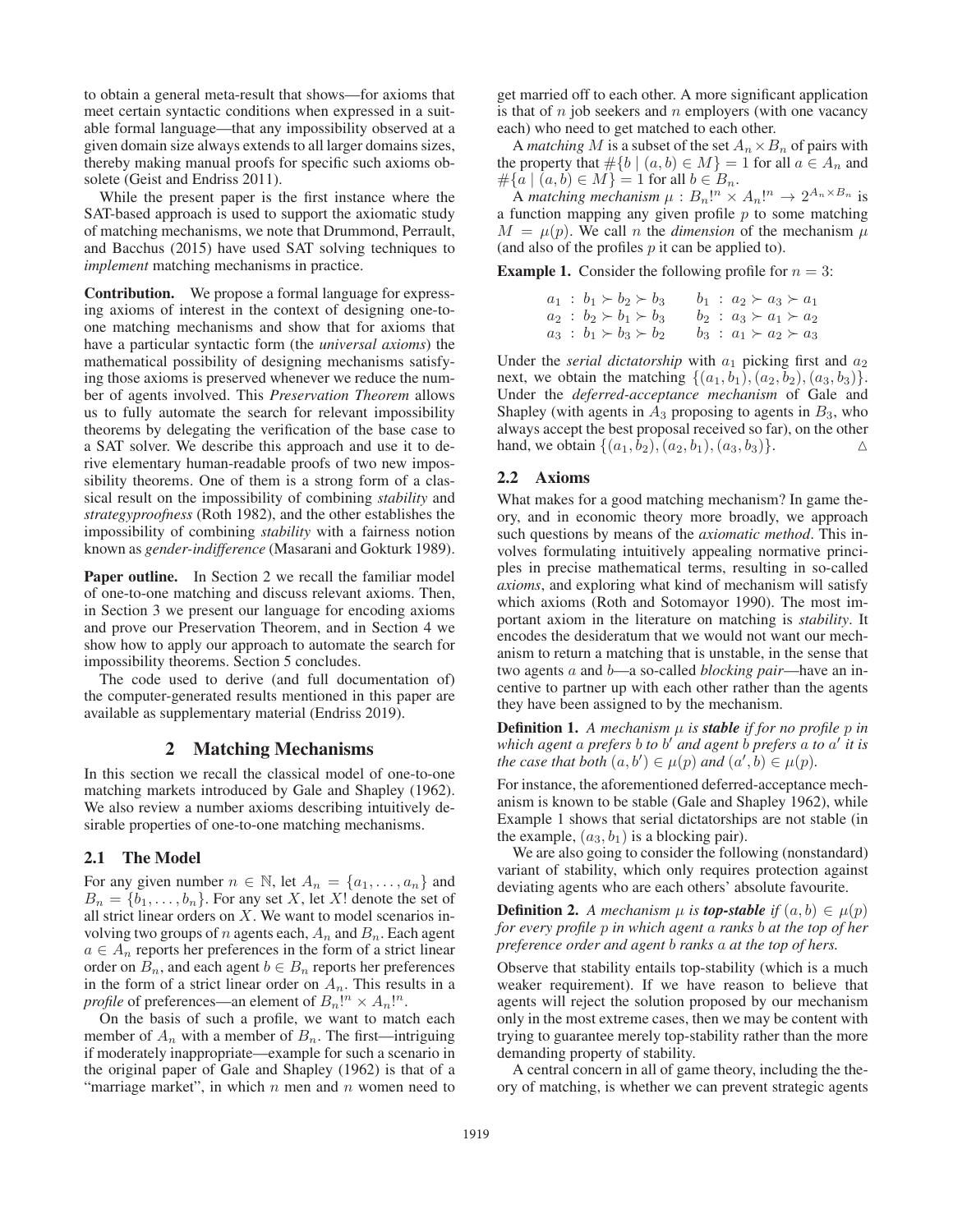to obtain a general meta-result that shows—for axioms that meet certain syntactic conditions when expressed in a suitable formal language—that any impossibility observed at a given domain size always extends to all larger domains sizes, thereby making manual proofs for specific such axioms obsolete (Geist and Endriss 2011).

While the present paper is the first instance where the SAT-based approach is used to support the axiomatic study of matching mechanisms, we note that Drummond, Perrault, and Bacchus (2015) have used SAT solving techniques to *implement* matching mechanisms in practice.

**Contribution.** We propose a formal language for expressing axioms of interest in the context of designing one-to-one matching mechanisms and show that for axioms that have a particular syntactic form (the *universal axioms*) the mathematical possibility of designing mechanisms satisfying those axioms is preserved whenever we reduce the number of agents involved. This *Preservation Theorem* allows us to fully automate the search for relevant impossibility theorems by delegating the verification of the base case to a SAT solver. We describe this approach and use it to derive elementary human-readable proofs of two new impossibility theorems. One of them is a strong form of a classical result on the impossibility of combining *stability* and *strategyproofness* (Roth 1982), and the other establishes the impossibility of combining *stability* with a fairness notion known as *gender-indifference* (Masarani and Gokturk 1989).

**Paper outline.** In Section 2 we recall the familiar model of one-to-one matching and discuss relevant axioms. Then, in Section 3 we present our language for encoding axioms and prove our Preservation Theorem, and in Section 4 we show how to apply our approach to automate the search for impossibility theorems. Section 5 concludes.

The code used to derive (and full documentation of) the computer-generated results mentioned in this paper are available as supplementary material (Endriss 2019).

## 2 Matching Mechanisms

In this section we recall the classical model of one-to-one matching markets introduced by Gale and Shapley (1962). We also review a number axioms describing intuitively desirable properties of one-to-one matching mechanisms.

### 2.1 The Model

For any given number $n \in \mathbb{N}$, let $A_n = \{a_1, \ldots, a_n\}$ and $B_n = \{b_1, \ldots, b_n\}$. For any set $X$, let $X!$ denote the set of all strict linear orders on $X$. We want to model scenarios involving two groups of $n$ agents each, $A_n$ and $B_n$. Each agent $a \in A_n$ reports her preferences in the form of a strict linear order on $B_n$, and each agent $b \in B_n$ reports her preferences in the form of a strict linear order on $A_n$. This results in a *profile* of preferences—an element of $B_n!^n \times A_n!^n$.

On the basis of such a profile, we want to match each member of $A_n$ with a member of $B_n$. The first—intriguing if moderately inappropriate—example for such a scenario in the original paper of Gale and Shapley (1962) is that of a "marriage market", in which $n$ men and $n$ women need to get married off to each other. A more significant application is that of $n$ job seekers and $n$ employers (with one vacancy each) who need to get matched to each other.

A *matching* $M$ is a subset of the set $A_n \times B_n$ of pairs with the property that $\#\{b \mid (a, b) \in M\} = 1$ for all $a \in A_n$ and $\#\{a \mid (a, b) \in M\} = 1$ for all $b \in B_n$.

A *matching mechanism* $\mu : B_n!^n \times A_n!^n \to 2^{A_n \times B_n}$ is a function mapping any given profile $p$ to some matching $M = \mu(p)$. We call $n$ the *dimension* of the mechanism $\mu$ (and also of the profiles $p$ it can be applied to).

**Example 1.** Consider the following profile for $n = 3$:

$$
\begin{array}{llll}
a_1 : b_1 \succ b_2 \succ b_3 & & b_1 : a_2 \succ a_3 \succ a_1 \\
a_2 : b_2 \succ b_1 \succ b_3 & & b_2 : a_3 \succ a_1 \succ a_2 \\
a_3 : b_1 \succ b_3 \succ b_2 & & b_3 : a_1 \succ a_2 \succ a_3
\end{array}
$$

Under the *serial dictatorship* with $a_1$ picking first and $a_2$ next, we obtain the matching $\{(a_1, b_1), (a_2, b_2), (a_3, b_3)\}$. Under the *deferred-acceptance mechanism* of Gale and Shapley (with agents in $A_3$ proposing to agents in $B_3$, who always accept the best proposal received so far), on the other hand, we obtain $\{(a_1, b_2), (a_2, b_1), (a_3, b_3)\}$. $\triangle$

### 2.2 Axioms

What makes for a good matching mechanism? In game theory, and in economic theory more broadly, we approach such questions by means of the *axiomatic method*. This involves formulating intuitively appealing normative principles in precise mathematical terms, resulting in so-called *axioms*, and exploring what kind of mechanism will satisfy which axioms (Roth and Sotomayor 1990). The most important axiom in the literature on matching is *stability*. It encodes the desideratum that we would not want our mechanism to return a matching that is unstable, in the sense that two agents $a$ and $b$—a so-called *blocking pair*—have an incentive to partner up with each other rather than the agents they have been assigned to by the mechanism.

**Definition 1.** *A mechanism $\mu$ is **stable** if for no profile $p$ in which agent $a$ prefers $b$ to $b'$ and agent $b$ prefers $a$ to $a'$ it is the case that both $(a, b') \in \mu(p)$ and $(a', b) \in \mu(p)$.*

For instance, the aforementioned deferred-acceptance mechanism is known to be stable (Gale and Shapley 1962), while Example 1 shows that serial dictatorships are not stable (in the example, $(a_3, b_1)$ is a blocking pair).

We are also going to consider the following (nonstandard) variant of stability, which only requires protection against deviating agents who are each others' absolute favourite.

**Definition 2.** *A mechanism $\mu$ is **top-stable** if $(a, b) \in \mu(p)$ for every profile $p$ in which agent $a$ ranks $b$ at the top of her preference order and agent $b$ ranks $a$ at the top of hers.*

Observe that stability entails top-stability (which is a much weaker requirement). If we have reason to believe that agents will reject the solution proposed by our mechanism only in the most extreme cases, then we may be content with trying to guarantee merely top-stability rather than the more demanding property of stability.

A central concern in all of game theory, including the theory of matching, is whether we can prevent strategic agents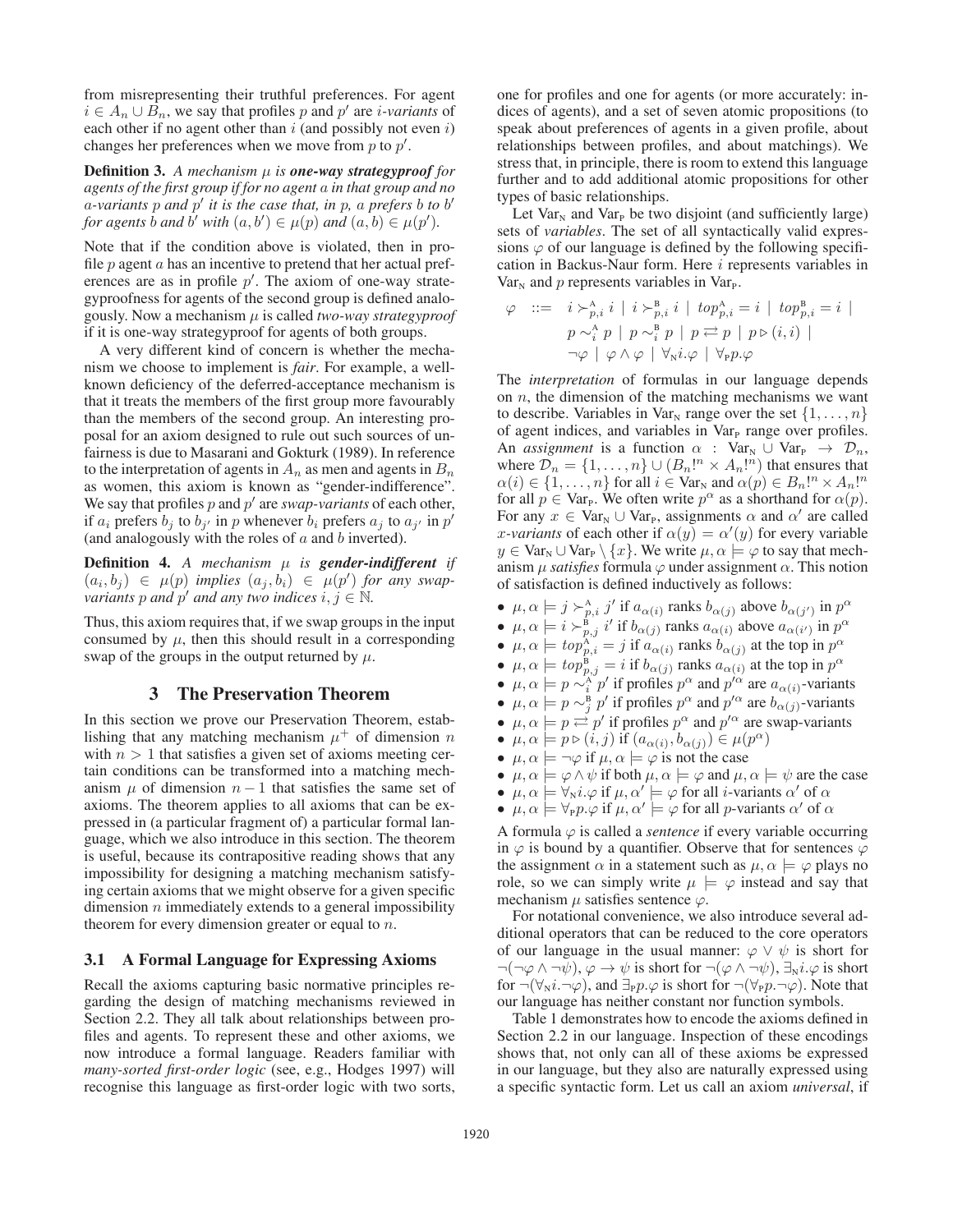from misrepresenting their truthful preferences. For agent $i \in A_n \cup B_n$, we say that profiles $p$ and $p'$ are *$i$-variants* of each other if no agent other than $i$ (and possibly not even $i$) changes her preferences when we move from $p$ to $p'$.

**Definition 3.** *A mechanism $\mu$ is **one-way strategyproof** for agents of the first group if for no agent $a$ in that group and no $a$-variants $p$ and $p'$ it is the case that, in $p$, $a$ prefers $b$ to $b'$ for agents $b$ and $b'$ with $(a, b') \in \mu(p)$ and $(a, b) \in \mu(p')$.*

Note that if the condition above is violated, then in profile $p$ agent $a$ has an incentive to pretend that her actual preferences are as in profile $p'$. The axiom of one-way strategyproofness for agents of the second group is defined analogously. Now a mechanism $\mu$ is called *two-way strategyproof* if it is one-way strategyproof for agents of both groups.

A very different kind of concern is whether the mechanism we choose to implement is *fair*. For example, a well-known deficiency of the deferred-acceptance mechanism is that it treats the members of the first group more favourably than the members of the second group. An interesting proposal for an axiom designed to rule out such sources of unfairness is due to Masarani and Gokturk (1989). In reference to the interpretation of agents in $A_n$ as men and agents in $B_n$ as women, this axiom is known as "gender-indifference". We say that profiles $p$ and $p'$ are *swap-variants* of each other, if $a_i$ prefers $b_j$ to $b_{j'}$ in $p$ whenever $b_i$ prefers $a_j$ to $a_{j'}$ in $p'$ (and analogously with the roles of $a$ and $b$ inverted).

**Definition 4.** *A mechanism $\mu$ is **gender-indifferent** if $(a_i, b_j) \in \mu(p)$ implies $(a_j, b_i) \in \mu(p')$ for any swap-variants $p$ and $p'$ and any two indices $i, j \in \mathbb{N}$.*

Thus, this axiom requires that, if we swap groups in the input consumed by $\mu$, then this should result in a corresponding swap of the groups in the output returned by $\mu$.

## 3 The Preservation Theorem

In this section we prove our Preservation Theorem, establishing that any matching mechanism $\mu^+$ of dimension $n$ with $n > 1$ that satisfies a given set of axioms meeting certain conditions can be transformed into a matching mechanism $\mu$ of dimension $n-1$ that satisfies the same set of axioms. The theorem applies to all axioms that can be expressed in (a particular fragment of) a particular formal language, which we also introduce in this section. The theorem is useful, because its contrapositive reading shows that any impossibility for designing a matching mechanism satisfying certain axioms that we might observe for a given specific dimension $n$ immediately extends to a general impossibility theorem for every dimension greater or equal to $n$.

### 3.1 A Formal Language for Expressing Axioms

Recall the axioms capturing basic normative principles regarding the design of matching mechanisms reviewed in Section 2.2. They all talk about relationships between profiles and agents. To represent these and other axioms, we now introduce a formal language. Readers familiar with *many-sorted first-order logic* (see, e.g., Hodges 1997) will recognise this language as first-order logic with two sorts, one for profiles and one for agents (or more accurately: indices of agents), and a set of seven atomic propositions (to speak about preferences of agents in a given profile, about relationships between profiles, and about matchings). We stress that, in principle, there is room to extend this language further and to add additional atomic propositions for other types of basic relationships.

Let $\mathrm{Var}_\mathrm{N}$ and $\mathrm{Var}_\mathrm{P}$ be two disjoint (and sufficiently large) sets of *variables*. The set of all syntactically valid expressions $\varphi$ of our language is defined by the following specification in Backus-Naur form. Here $i$ represents variables in $\mathrm{Var}_\mathrm{N}$ and $p$ represents variables in $\mathrm{Var}_\mathrm{P}$.

$$\begin{aligned}\varphi \ ::= \ & i \succ^{\mathrm{A}}_{p,i} i \mid i \succ^{\mathrm{B}}_{p,i} i \mid top^{\mathrm{A}}_{p,i} = i \mid top^{\mathrm{B}}_{p,i} = i \mid \\ & p \sim^{\mathrm{A}}_{i} p \mid p \sim^{\mathrm{B}}_{i} p \mid p \rightleftarrows p \mid p \rhd (i, i) \mid \\ & \neg\varphi \mid \varphi \wedge \varphi \mid \forall_\mathrm{N} i.\varphi \mid \forall_\mathrm{P} p.\varphi\end{aligned}$$

The *interpretation* of formulas in our language depends on $n$, the dimension of the matching mechanisms we want to describe. Variables in $\mathrm{Var}_\mathrm{N}$ range over the set $\{1, \ldots, n\}$ of agent indices, and variables in $\mathrm{Var}_\mathrm{P}$ range over profiles. An *assignment* is a function $\alpha : \mathrm{Var}_\mathrm{N} \cup \mathrm{Var}_\mathrm{P} \to \mathcal{D}_n$, where $\mathcal{D}_n = \{1, \ldots, n\} \cup (B_n!^n \times A_n!^n)$ that ensures that $\alpha(i) \in \{1, \ldots, n\}$ for all $i \in \mathrm{Var}_\mathrm{N}$ and $\alpha(p) \in B_n!^n \times A_n!^n$ for all $p \in \mathrm{Var}_\mathrm{P}$. We often write $p^\alpha$ as a shorthand for $\alpha(p)$. For any $x \in \mathrm{Var}_\mathrm{N} \cup \mathrm{Var}_\mathrm{P}$, assignments $\alpha$ and $\alpha'$ are called *$x$-variants* of each other if $\alpha(y) = \alpha'(y)$ for every variable $y \in \mathrm{Var}_\mathrm{N} \cup \mathrm{Var}_\mathrm{P} \setminus \{x\}$. We write $\mu, \alpha \models \varphi$ to say that mechanism $\mu$ *satisfies* formula $\varphi$ under assignment $\alpha$. This notion of satisfaction is defined inductively as follows:

- $\mu, \alpha \models j \succ^{\mathrm{A}}_{p,i} j'$ if $a_{\alpha(i)}$ ranks $b_{\alpha(j)}$ above $b_{\alpha(j')}$ in $p^\alpha$
- $\mu, \alpha \models i \succ^{\mathrm{B}}_{p,j} i'$ if $b_{\alpha(j)}$ ranks $a_{\alpha(i)}$ above $a_{\alpha(i')}$ in $p^\alpha$
- $\mu, \alpha \models top^{\mathrm{A}}_{p,i} = j$ if $a_{\alpha(i)}$ ranks $b_{\alpha(j)}$ at the top in $p^\alpha$
- $\mu, \alpha \models top^{\mathrm{B}}_{p,j} = i$ if $b_{\alpha(j)}$ ranks $a_{\alpha(i)}$ at the top in $p^\alpha$
- $\mu, \alpha \models p \sim^{\mathrm{A}}_{i} p'$ if profiles $p^\alpha$ and $p'^\alpha$ are $a_{\alpha(i)}$-variants
- $\mu, \alpha \models p \sim^{\mathrm{B}}_{j} p'$ if profiles $p^\alpha$ and $p'^\alpha$ are $b_{\alpha(j)}$-variants
- $\mu, \alpha \models p \rightleftarrows p'$ if profiles $p^\alpha$ and $p'^\alpha$ are swap-variants
- $\mu, \alpha \models p \rhd (i, j)$ if $(a_{\alpha(i)}, b_{\alpha(j)}) \in \mu(p^\alpha)$
- $\mu, \alpha \models \neg\varphi$ if $\mu, \alpha \models \varphi$ is not the case
- $\mu, \alpha \models \varphi \wedge \psi$ if both $\mu, \alpha \models \varphi$ and $\mu, \alpha \models \psi$ are the case
- $\mu, \alpha \models \forall_\mathrm{N} i.\varphi$ if $\mu, \alpha' \models \varphi$ for all $i$-variants $\alpha'$ of $\alpha$
- $\mu, \alpha \models \forall_\mathrm{P} p.\varphi$ if $\mu, \alpha' \models \varphi$ for all $p$-variants $\alpha'$ of $\alpha$

A formula $\varphi$ is called a *sentence* if every variable occurring in $\varphi$ is bound by a quantifier. Observe that for sentences $\varphi$ the assignment $\alpha$ in a statement such as $\mu, \alpha \models \varphi$ plays no role, so we can simply write $\mu \models \varphi$ instead and say that mechanism $\mu$ satisfies sentence $\varphi$.

For notational convenience, we also introduce several additional operators that can be reduced to the core operators of our language in the usual manner: $\varphi \vee \psi$ is short for $\neg(\neg\varphi \wedge \neg\psi)$, $\varphi \to \psi$ is short for $\neg(\varphi \wedge \neg\psi)$, $\exists_\mathrm{N} i.\varphi$ is short for $\neg(\forall_\mathrm{N} i.\neg\varphi)$, and $\exists_\mathrm{P} p.\varphi$ is short for $\neg(\forall_\mathrm{P} p.\neg\varphi)$. Note that our language has neither constant nor function symbols.

Table 1 demonstrates how to encode the axioms defined in Section 2.2 in our language. Inspection of these encodings shows that, not only can all of these axioms be expressed in our language, but they also are naturally expressed using a specific syntactic form. Let us call an axiom *universal*, if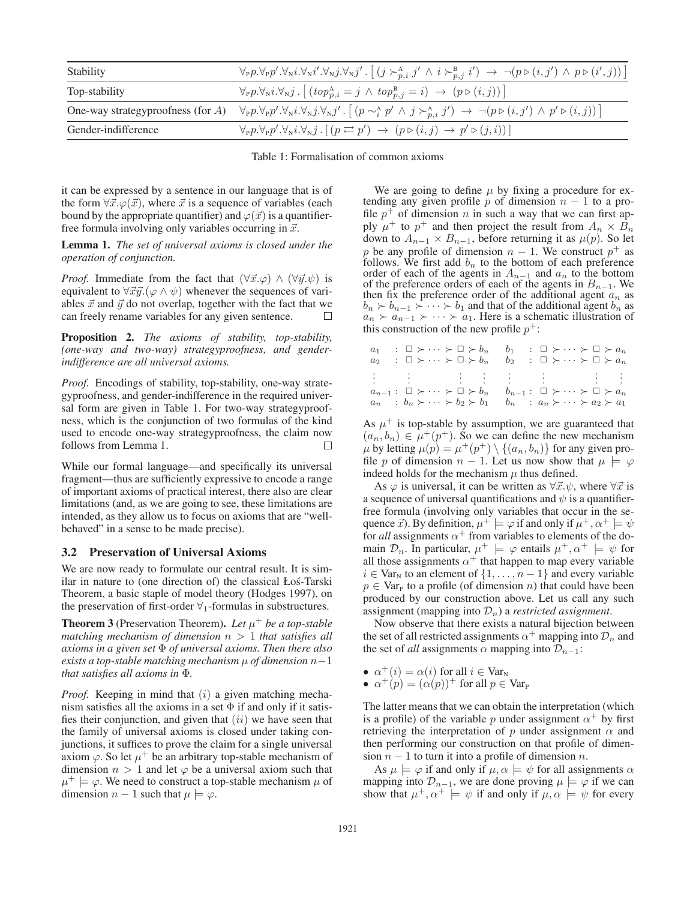| Stability | $\forall_{\mathrm{P}}p.\forall_{\mathrm{P}}p'.\forall_{\mathrm{N}}i.\forall_{\mathrm{N}}i'.\forall_{\mathrm{N}}j.\forall_{\mathrm{N}}j'.\left[\,(j \succ^{\mathrm{A}}_{p,i} j' \wedge i \succ^{\mathrm{B}}_{p,j} i') \rightarrow \neg(p \triangleright (i,j') \wedge p \triangleright (i',j))\,\right]$ |
|---|---|
| Top-stability | $\forall_{\mathrm{P}}p.\forall_{\mathrm{N}}i.\forall_{\mathrm{N}}j.\left[\,(top^{\mathrm{A}}_{p,i} = j \wedge top^{\mathrm{B}}_{p,j} = i) \rightarrow (p \triangleright (i,j))\,\right]$ |
| One-way strategyproofness (for $A$) | $\forall_{\mathrm{P}}p.\forall_{\mathrm{P}}p'.\forall_{\mathrm{N}}i.\forall_{\mathrm{N}}j.\forall_{\mathrm{N}}j'.\left[\,(p \sim^{\mathrm{A}}_{i} p' \wedge j \succ^{\mathrm{A}}_{p,i} j') \rightarrow \neg(p \triangleright (i,j') \wedge p' \triangleright (i,j))\,\right]$ |
| Gender-indifference | $\forall_{\mathrm{P}}p.\forall_{\mathrm{P}}p'.\forall_{\mathrm{N}}i.\forall_{\mathrm{N}}j.\left[\,(p \rightleftarrows p') \rightarrow (p \triangleright (i,j) \rightarrow p' \triangleright (j,i))\,\right]$ |

Table 1: Formalisation of common axioms

it can be expressed by a sentence in our language that is of the form $\forall\vec{x}.\varphi(\vec{x})$, where $\vec{x}$ is a sequence of variables (each bound by the appropriate quantifier) and $\varphi(\vec{x})$ is a quantifier-free formula involving only variables occurring in $\vec{x}$.

**Lemma 1.** *The set of universal axioms is closed under the operation of conjunction.*

*Proof.* Immediate from the fact that $(\forall\vec{x}.\varphi) \wedge (\forall\vec{y}.\psi)$ is equivalent to $\forall\vec{x}\vec{y}.(\varphi \wedge \psi)$ whenever the sequences of variables $\vec{x}$ and $\vec{y}$ do not overlap, together with the fact that we can freely rename variables for any given sentence. $\square$

**Proposition 2.** *The axioms of stability, top-stability, (one-way and two-way) strategyproofness, and gender-indifference are all universal axioms.*

*Proof.* Encodings of stability, top-stability, one-way strategyproofness, and gender-indifference in the required universal form are given in Table 1. For two-way strategyproofness, which is the conjunction of two formulas of the kind used to encode one-way strategyproofness, the claim now follows from Lemma 1. $\square$

While our formal language—and specifically its universal fragment—thus are sufficiently expressive to encode a range of important axioms of practical interest, there also are clear limitations (and, as we are going to see, these limitations are intended, as they allow us to focus on axioms that are "well-behaved" in a sense to be made precise).

### 3.2 Preservation of Universal Axioms

We are now ready to formulate our central result. It is similar in nature to (one direction of) the classical Łoś-Tarski Theorem, a basic staple of model theory (Hodges 1997), on the preservation of first-order $\forall_1$-formulas in substructures.

**Theorem 3** (Preservation Theorem)**.** *Let $\mu^+$ be a top-stable matching mechanism of dimension $n > 1$ that satisfies all axioms in a given set $\Phi$ of universal axioms. Then there also exists a top-stable matching mechanism $\mu$ of dimension $n-1$ that satisfies all axioms in $\Phi$.*

*Proof.* Keeping in mind that $(i)$ a given matching mechanism satisfies all the axioms in a set $\Phi$ if and only if it satisfies their conjunction, and given that $(ii)$ we have seen that the family of universal axioms is closed under taking conjunctions, it suffices to prove the claim for a single universal axiom $\varphi$. So let $\mu^+$ be an arbitrary top-stable mechanism of dimension $n > 1$ and let $\varphi$ be a universal axiom such that $\mu^+ \models \varphi$. We need to construct a top-stable mechanism $\mu$ of dimension $n-1$ such that $\mu \models \varphi$.

We are going to define $\mu$ by fixing a procedure for extending any given profile $p$ of dimension $n-1$ to a profile $p^+$ of dimension $n$ in such a way that we can first apply $\mu^+$ to $p^+$ and then project the result from $A_n \times B_n$ down to $A_{n-1} \times B_{n-1}$, before returning it as $\mu(p)$. So let $p$ be any profile of dimension $n-1$. We construct $p^+$ as follows. We first add $b_n$ to the bottom of each preference order of each of the agents in $A_{n-1}$ and $a_n$ to the bottom of the preference orders of each of the agents in $B_{n-1}$. We then fix the preference order of the additional agent $a_n$ as $b_n \succ b_{n-1} \succ \cdots \succ b_1$ and that of the additional agent $b_n$ as $a_n \succ a_{n-1} \succ \cdots \succ a_1$. Here is a schematic illustration of this construction of the new profile $p^+$:

$$
\begin{array}{llll}
a_1 & : \square \succ \cdots \succ \square \succ b_n & b_1 & : \square \succ \cdots \succ \square \succ a_n \\
a_2 & : \square \succ \cdots \succ \square \succ b_n & b_2 & : \square \succ \cdots \succ \square \succ a_n \\
\vdots & \quad\vdots \qquad\qquad \vdots \quad \vdots & \vdots & \quad\vdots \qquad\qquad \vdots \quad \vdots \\
a_{n-1} & : \square \succ \cdots \succ \square \succ b_n & b_{n-1} & : \square \succ \cdots \succ \square \succ a_n \\
a_n & : b_n \succ \cdots \succ b_2 \succ b_1 & b_n & : a_n \succ \cdots \succ a_2 \succ a_1
\end{array}
$$

As $\mu^+$ is top-stable by assumption, we are guaranteed that $(a_n, b_n) \in \mu^+(p^+)$. So we can define the new mechanism $\mu$ by letting $\mu(p) = \mu^+(p^+) \setminus \{(a_n, b_n)\}$ for any given profile $p$ of dimension $n-1$. Let us now show that $\mu \models \varphi$ indeed holds for the mechanism $\mu$ thus defined.

As $\varphi$ is universal, it can be written as $\forall\vec{x}.\psi$, where $\forall\vec{x}$ is a sequence of universal quantifications and $\psi$ is a quantifier-free formula (involving only variables that occur in the sequence $\vec{x}$). By definition, $\mu^+ \models \varphi$ if and only if $\mu^+, \alpha^+ \models \psi$ for *all* assignments $\alpha^+$ from variables to elements of the domain $\mathcal{D}_n$. In particular, $\mu^+ \models \varphi$ entails $\mu^+, \alpha^+ \models \psi$ for all those assignments $\alpha^+$ that happen to map every variable $i \in \mathrm{Var}_{\mathrm{N}}$ to an element of $\{1, \ldots, n-1\}$ and every variable $p \in \mathrm{Var}_{\mathrm{P}}$ to a profile (of dimension $n$) that could have been produced by our construction above. Let us call any such assignment (mapping into $\mathcal{D}_n$) a *restricted assignment*.

Now observe that there exists a natural bijection between the set of all restricted assignments $\alpha^+$ mapping into $\mathcal{D}_n$ and the set of *all* assignments $\alpha$ mapping into $\mathcal{D}_{n-1}$:

- $\alpha^+(i) = \alpha(i)$ for all $i \in \mathrm{Var}_{\mathrm{N}}$
- $\alpha^+(p) = (\alpha(p))^+$ for all $p \in \mathrm{Var}_{\mathrm{P}}$

The latter means that we can obtain the interpretation (which is a profile) of the variable $p$ under assignment $\alpha^+$ by first retrieving the interpretation of $p$ under assignment $\alpha$ and then performing our construction on that profile of dimension $n-1$ to turn it into a profile of dimension $n$.

As $\mu \models \varphi$ if and only if $\mu, \alpha \models \psi$ for all assignments $\alpha$ mapping into $\mathcal{D}_{n-1}$, we are done proving $\mu \models \varphi$ if we can show that $\mu^+, \alpha^+ \models \psi$ if and only if $\mu, \alpha \models \psi$ for every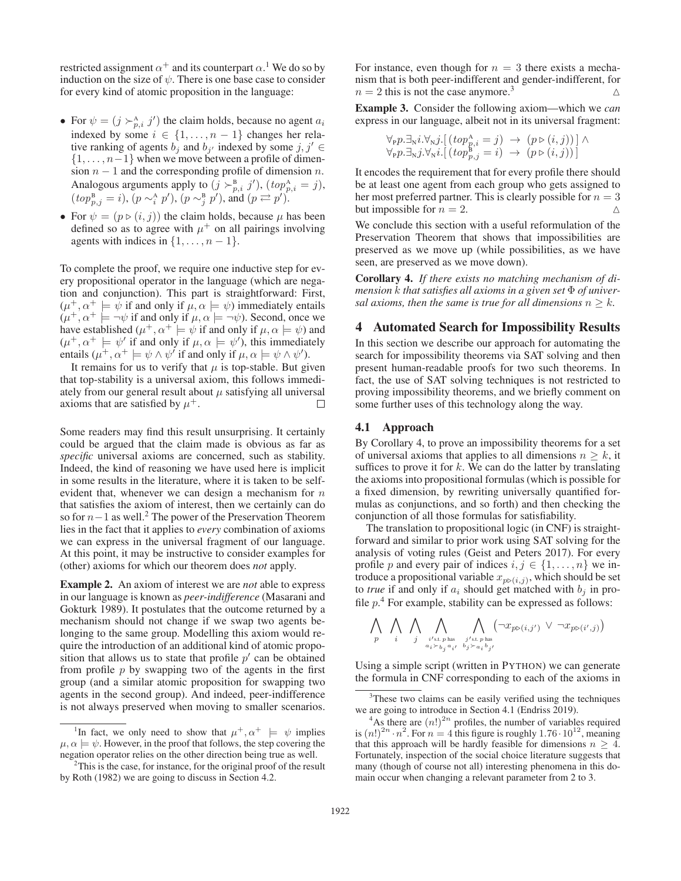restricted assignment $\alpha^+$ and its counterpart $\alpha$.[1] We do so by induction on the size of $\psi$. There is one base case to consider for every kind of atomic proposition in the language:

- For $\psi = (j \succ^{\text{A}}_{p,i} j')$ the claim holds, because no agent $a_i$ indexed by some $i \in \{1, \ldots, n-1\}$ changes her relative ranking of agents $b_j$ and $b_{j'}$ indexed by some $j, j' \in \{1, \ldots, n-1\}$ when we move between a profile of dimension $n-1$ and the corresponding profile of dimension $n$. Analogous arguments apply to $(j \succ^{\text{B}}_{p,i} j')$, $(top^{\text{A}}_{p,i} = j)$, $(top^{\text{B}}_{p,j} = i)$, $(p \sim^{\text{A}}_i p')$, $(p \sim^{\text{B}}_j p')$, and $(p \rightleftarrows p')$.
- For $\psi = (p \triangleright (i,j))$ the claim holds, because $\mu$ has been defined so as to agree with $\mu^+$ on all pairings involving agents with indices in $\{1, \ldots, n-1\}$.

To complete the proof, we require one inductive step for every propositional operator in the language (which are negation and conjunction). This part is straightforward: First, $(\mu^+, \alpha^+ \models \psi$ if and only if $\mu, \alpha \models \psi)$ immediately entails $(\mu^+, \alpha^+ \models \neg\psi$ if and only if $\mu, \alpha \models \neg\psi)$. Second, once we have established $(\mu^+, \alpha^+ \models \psi$ if and only if $\mu, \alpha \models \psi)$ and $(\mu^+, \alpha^+ \models \psi'$ if and only if $\mu, \alpha \models \psi')$, this immediately entails $(\mu^+, \alpha^+ \models \psi \wedge \psi'$ if and only if $\mu, \alpha \models \psi \wedge \psi')$.

It remains for us to verify that $\mu$ is top-stable. But given that top-stability is a universal axiom, this follows immediately from our general result about $\mu$ satisfying all universal axioms that are satisfied by $\mu^+$. □

Some readers may find this result unsurprising. It certainly could be argued that the claim made is obvious as far as *specific* universal axioms are concerned, such as stability. Indeed, the kind of reasoning we have used here is implicit in some results in the literature, where it is taken to be self-evident that, whenever we can design a mechanism for $n$ that satisfies the axiom of interest, then we certainly can do so for $n-1$ as well.[2] The power of the Preservation Theorem lies in the fact that it applies to *every* combination of axioms we can express in the universal fragment of our language. At this point, it may be instructive to consider examples for (other) axioms for which our theorem does *not* apply.

**Example 2.** An axiom of interest we are *not* able to express in our language is known as *peer-indifference* (Masarani and Gokturk 1989). It postulates that the outcome returned by a mechanism should not change if we swap two agents belonging to the same group. Modelling this axiom would require the introduction of an additional kind of atomic proposition that allows us to state that profile $p'$ can be obtained from profile $p$ by swapping two of the agents in the first group (and a similar atomic proposition for swapping two agents in the second group). And indeed, peer-indifference is not always preserved when moving to smaller scenarios. For instance, even though for $n = 3$ there exists a mechanism that is both peer-indifferent and gender-indifferent, for $n = 2$ this is not the case anymore.[3] △

**Example 3.** Consider the following axiom—which we *can* express in our language, albeit not in its universal fragment:

$$\forall_{\text{P}} p. \exists_{\text{N}} i. \forall_{\text{N}} j. [\, (top^{\text{A}}_{p,i} = j) \;\rightarrow\; (p \triangleright (i,j)) \,] \,\wedge$$
$$\forall_{\text{P}} p. \exists_{\text{N}} j. \forall_{\text{N}} i. [\, (top^{\text{B}}_{p,j} = i) \;\rightarrow\; (p \triangleright (i,j)) \,]$$

It encodes the requirement that for every profile there should be at least one agent from each group who gets assigned to her most preferred partner. This is clearly possible for $n = 3$ but impossible for $n = 2$. △

We conclude this section with a useful reformulation of the Preservation Theorem that shows that impossibilities are preserved as we move up (while possibilities, as we have seen, are preserved as we move down).

**Corollary 4.** *If there exists no matching mechanism of dimension $k$ that satisfies all axioms in a given set $\Phi$ of universal axioms, then the same is true for all dimensions $n \geq k$.*

## 4 Automated Search for Impossibility Results

In this section we describe our approach for automating the search for impossibility theorems via SAT solving and then present human-readable proofs for two such theorems. In fact, the use of SAT solving techniques is not restricted to proving impossibility theorems, and we briefly comment on some further uses of this technology along the way.

### 4.1 Approach

By Corollary 4, to prove an impossibility theorems for a set of universal axioms that applies to all dimensions $n \geq k$, it suffices to prove it for $k$. We can do the latter by translating the axioms into propositional formulas (which is possible for a fixed dimension, by rewriting universally quantified formulas as conjunctions, and so forth) and then checking the conjunction of all those formulas for satisfiability.

The translation to propositional logic (in CNF) is straightforward and similar to prior work using SAT solving for the analysis of voting rules (Geist and Peters 2017). For every profile $p$ and every pair of indices $i, j \in \{1, \ldots, n\}$ we introduce a propositional variable $x_{p \triangleright (i,j)}$, which should be set to *true* if and only if $a_i$ should get matched with $b_j$ in profile $p$.[4] For example, stability can be expressed as follows:

$$\bigwedge_{p} \; \bigwedge_{i} \; \bigwedge_{j} \; \bigwedge_{\substack{i' \text{s.t. } p \text{ has} \\ a_i \succ_{b_j} a_{i'}}} \; \bigwedge_{\substack{j' \text{s.t. } p \text{ has} \\ b_j \succ_{a_i} b_{j'}}} \left( \neg x_{p \triangleright (i,j')} \;\vee\; \neg x_{p \triangleright (i',j)} \right)$$

Using a simple script (written in PYTHON) we can generate the formula in CNF corresponding to each of the axioms in

---

[1] In fact, we only need to show that $\mu^+, \alpha^+ \models \psi$ implies $\mu, \alpha \models \psi$. However, in the proof that follows, the step covering the negation operator relies on the other direction being true as well.

[2] This is the case, for instance, for the original proof of the result by Roth (1982) we are going to discuss in Section 4.2.

[3] These two claims can be easily verified using the techniques we are going to introduce in Section 4.1 (Endriss 2019).

[4] As there are $(n!)^{2n}$ profiles, the number of variables required is $(n!)^{2n} \cdot n^2$. For $n = 4$ this figure is roughly $1.76 \cdot 10^{12}$, meaning that this approach will be hardly feasible for dimensions $n \geq 4$. Fortunately, inspection of the social choice literature suggests that many (though of course not all) interesting phenomena in this domain occur when changing a relevant parameter from 2 to 3.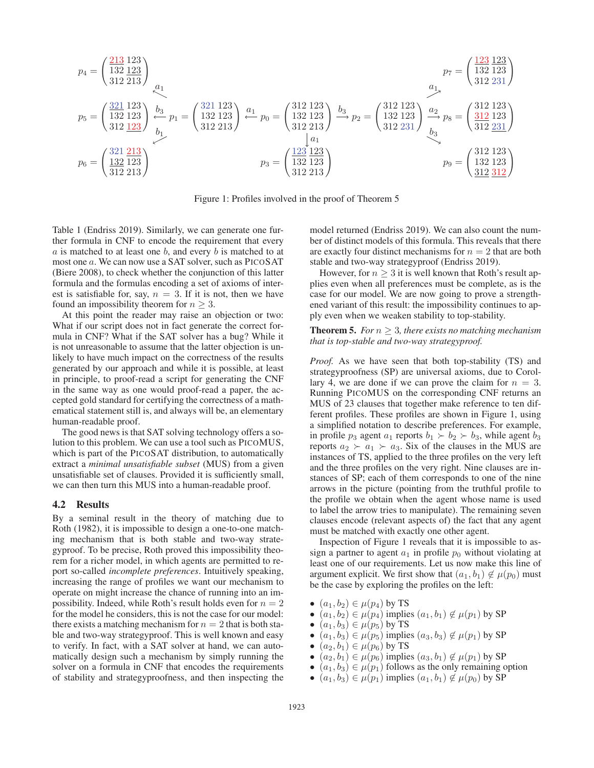$$p_4 = \begin{pmatrix} \underline{213} & 123 \\ 132 & \underline{123} \\ 312 & 213 \end{pmatrix} \qquad p_7 = \begin{pmatrix} \underline{123} & \underline{123} \\ 132 & 123 \\ 312 & 231 \end{pmatrix}$$

$$p_5 = \begin{pmatrix} \underline{321} & 123 \\ 132 & 123 \\ 312 & \underline{123} \end{pmatrix} \xleftarrow{b_3} p_1 = \begin{pmatrix} 321 & 123 \\ 132 & 123 \\ 312 & 213 \end{pmatrix} \xleftarrow{a_1} p_0 = \begin{pmatrix} 312 & 123 \\ 132 & 123 \\ 312 & 213 \end{pmatrix} \xrightarrow{b_3} p_2 = \begin{pmatrix} 312 & 123 \\ 132 & 123 \\ 312 & 231 \end{pmatrix} \xrightarrow{a_2} p_8 = \begin{pmatrix} 312 & 123 \\ \underline{312} & 123 \\ 312 & \underline{231} \end{pmatrix}$$

$$p_6 = \begin{pmatrix} \underline{321} & \underline{213} \\ \underline{132} & 123 \\ 312 & 213 \end{pmatrix} \qquad p_3 = \begin{pmatrix} \underline{123} & \underline{123} \\ 132 & 123 \\ 312 & 213 \end{pmatrix} \qquad p_9 = \begin{pmatrix} 312 & 123 \\ 132 & 123 \\ \underline{312} & \underline{312} \end{pmatrix}$$

(Arrows: $p_1 \xrightarrow{a_1} p_4$, $p_1 \xrightarrow{b_3} p_5$, $p_1 \xrightarrow{b_1} p_6$, $p_0 \xrightarrow{a_1} p_1$, $p_0 \xrightarrow{a_1} p_3$, $p_0 \xrightarrow{b_3} p_2$, $p_2 \xrightarrow{a_1} p_7$, $p_2 \xrightarrow{a_2} p_8$, $p_2 \xrightarrow{b_3} p_9$.)

Figure 1: Profiles involved in the proof of Theorem 5

Table 1 (Endriss 2019). Similarly, we can generate one further formula in CNF to encode the requirement that every $a$ is matched to at least one $b$, and every $b$ is matched to at most one $a$. We can now use a SAT solver, such as PicoSAT (Biere 2008), to check whether the conjunction of this latter formula and the formulas encoding a set of axioms of interest is satisfiable for, say, $n = 3$. If it is not, then we have found an impossibility theorem for $n \geq 3$.

At this point the reader may raise an objection or two: What if our script does not in fact generate the correct formula in CNF? What if the SAT solver has a bug? While it is not unreasonable to assume that the latter objection is unlikely to have much impact on the correctness of the results generated by our approach and while it is possible, at least in principle, to proof-read a script for generating the CNF in the same way as one would proof-read a paper, the accepted gold standard for certifying the correctness of a mathematical statement still is, and always will be, an elementary human-readable proof.

The good news is that SAT solving technology offers a solution to this problem. We can use a tool such as PicoMUS, which is part of the PicoSAT distribution, to automatically extract a *minimal unsatisfiable subset* (MUS) from a given unsatisfiable set of clauses. Provided it is sufficiently small, we can then turn this MUS into a human-readable proof.

## 4.2 Results

By a seminal result in the theory of matching due to Roth (1982), it is impossible to design a one-to-one matching mechanism that is both stable and two-way strategyproof. To be precise, Roth proved this impossibility theorem for a richer model, in which agents are permitted to report so-called *incomplete preferences*. Intuitively speaking, increasing the range of profiles we want our mechanism to operate on might increase the chance of running into an impossibility. Indeed, while Roth's result holds even for $n = 2$ for the model he considers, this is not the case for our model: there exists a matching mechanism for $n = 2$ that is both stable and two-way strategyproof. This is well known and easy to verify. In fact, with a SAT solver at hand, we can automatically design such a mechanism by simply running the solver on a formula in CNF that encodes the requirements of stability and strategyproofness, and then inspecting the model returned (Endriss 2019). We can also count the number of distinct models of this formula. This reveals that there are exactly four distinct mechanisms for $n = 2$ that are both stable and two-way strategyproof (Endriss 2019).

However, for $n \geq 3$ it is well known that Roth's result applies even when all preferences must be complete, as is the case for our model. We are now going to prove a strengthened variant of this result: the impossibility continues to apply even when we weaken stability to top-stability.

**Theorem 5.** *For $n \geq 3$, there exists no matching mechanism that is top-stable and two-way strategyproof.*

*Proof.* As we have seen that both top-stability (TS) and strategyproofness (SP) are universal axioms, due to Corollary 4, we are done if we can prove the claim for $n = 3$. Running PicoMUS on the corresponding CNF returns an MUS of 23 clauses that together make reference to ten different profiles. These profiles are shown in Figure 1, using a simplified notation to describe preferences. For example, in profile $p_3$ agent $a_1$ reports $b_1 \succ b_2 \succ b_3$, while agent $b_3$ reports $a_2 \succ a_1 \succ a_3$. Six of the clauses in the MUS are instances of TS, applied to the three profiles on the very left and the three profiles on the very right. Nine clauses are instances of SP; each of them corresponds to one of the nine arrows in the picture (pointing from the truthful profile to the profile we obtain when the agent whose name is used to label the arrow tries to manipulate). The remaining seven clauses encode (relevant aspects of) the fact that any agent must be matched with exactly one other agent.

Inspection of Figure 1 reveals that it is impossible to assign a partner to agent $a_1$ in profile $p_0$ without violating at least one of our requirements. Let us now make this line of argument explicit. We first show that $(a_1, b_1) \notin \mu(p_0)$ must be the case by exploring the profiles on the left:

- $(a_1, b_2) \in \mu(p_4)$ by TS
- $(a_1, b_2) \in \mu(p_4)$ implies $(a_1, b_1) \notin \mu(p_1)$ by SP
- $(a_1, b_3) \in \mu(p_5)$ by TS
- $(a_1, b_3) \in \mu(p_5)$ implies $(a_3, b_3) \notin \mu(p_1)$ by SP
- $(a_2, b_1) \in \mu(p_6)$ by TS
- $(a_2, b_1) \in \mu(p_6)$ implies $(a_3, b_1) \notin \mu(p_1)$ by SP
- $(a_1, b_3) \in \mu(p_1)$ follows as the only remaining option
- $(a_1, b_3) \in \mu(p_1)$ implies $(a_1, b_1) \notin \mu(p_0)$ by SP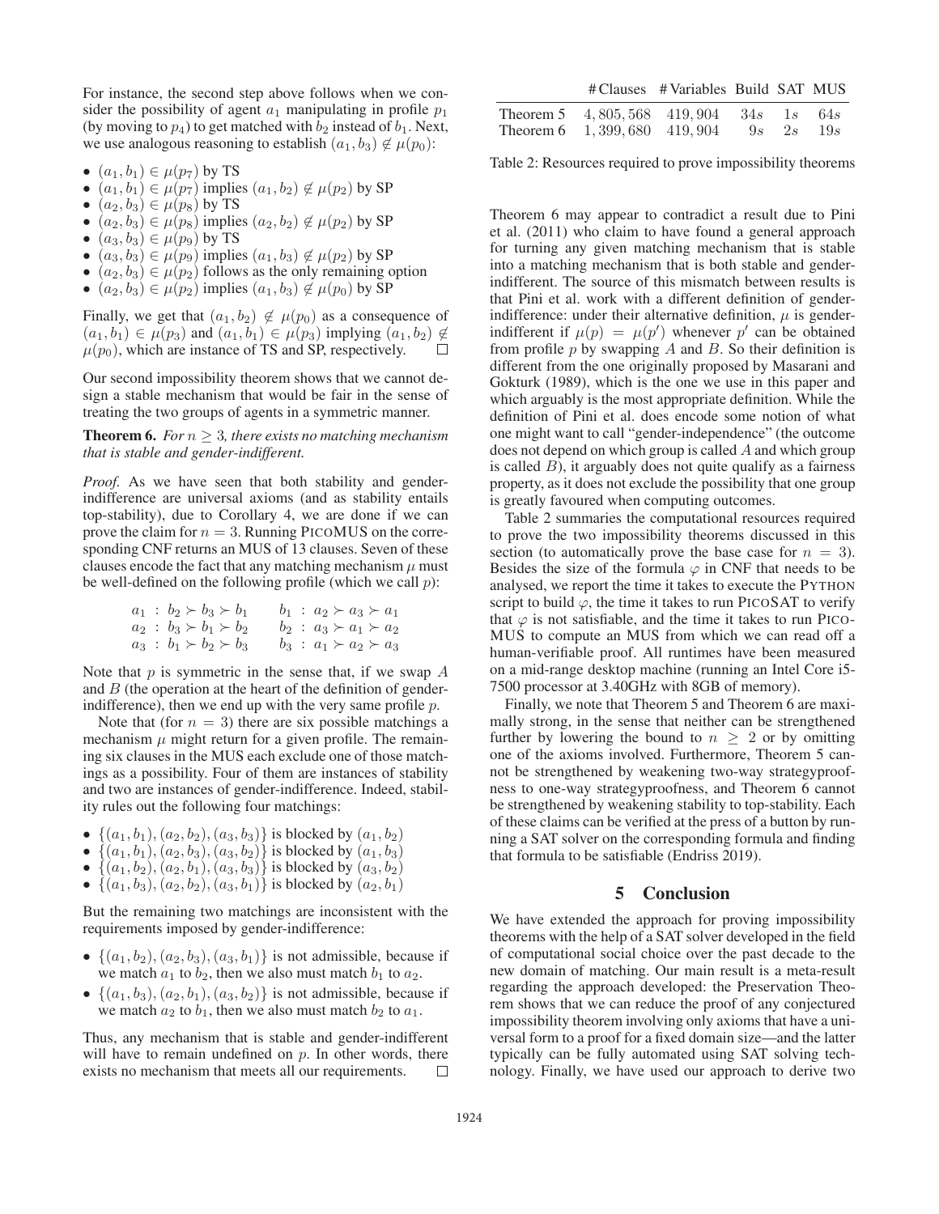For instance, the second step above follows when we consider the possibility of agent $a_1$ manipulating in profile $p_1$ (by moving to $p_4$) to get matched with $b_2$ instead of $b_1$. Next, we use analogous reasoning to establish $(a_1, b_3) \notin \mu(p_0)$:

- $(a_1, b_1) \in \mu(p_7)$ by TS
- $(a_1, b_1) \in \mu(p_7)$ implies $(a_1, b_2) \notin \mu(p_2)$ by SP
- $(a_2, b_3) \in \mu(p_8)$ by TS
- $(a_2, b_3) \in \mu(p_8)$ implies $(a_2, b_2) \notin \mu(p_2)$ by SP
- $(a_3, b_3) \in \mu(p_9)$ by TS
- $(a_3, b_3) \in \mu(p_9)$ implies $(a_1, b_3) \notin \mu(p_2)$ by SP
- $(a_2, b_3) \in \mu(p_2)$ follows as the only remaining option
- $(a_2, b_3) \in \mu(p_2)$ implies $(a_1, b_3) \notin \mu(p_0)$ by SP

Finally, we get that $(a_1, b_2) \notin \mu(p_0)$ as a consequence of $(a_1, b_1) \in \mu(p_3)$ and $(a_1, b_1) \in \mu(p_3)$ implying $(a_1, b_2) \notin \mu(p_0)$, which are instance of TS and SP, respectively. □

Our second impossibility theorem shows that we cannot design a stable mechanism that would be fair in the sense of treating the two groups of agents in a symmetric manner.

**Theorem 6.** *For $n \geq 3$, there exists no matching mechanism that is stable and gender-indifferent.*

*Proof.* As we have seen that both stability and gender-indifference are universal axioms (and as stability entails top-stability), due to Corollary 4, we are done if we can prove the claim for $n = 3$. Running PICOMUS on the corresponding CNF returns an MUS of 13 clauses. Seven of these clauses encode the fact that any matching mechanism $\mu$ must be well-defined on the following profile (which we call $p$):

$$
\begin{array}{ll}
a_1 : b_2 \succ b_3 \succ b_1 & b_1 : a_2 \succ a_3 \succ a_1 \\
a_2 : b_3 \succ b_1 \succ b_2 & b_2 : a_3 \succ a_1 \succ a_2 \\
a_3 : b_1 \succ b_2 \succ b_3 & b_3 : a_1 \succ a_2 \succ a_3
\end{array}
$$

Note that $p$ is symmetric in the sense that, if we swap $A$ and $B$ (the operation at the heart of the definition of gender-indifference), then we end up with the very same profile $p$.

Note that (for $n = 3$) there are six possible matchings a mechanism $\mu$ might return for a given profile. The remaining six clauses in the MUS each exclude one of those matchings as a possibility. Four of them are instances of stability and two are instances of gender-indifference. Indeed, stability rules out the following four matchings:

- $\{(a_1, b_1), (a_2, b_2), (a_3, b_3)\}$ is blocked by $(a_1, b_2)$
- $\{(a_1, b_1), (a_2, b_3), (a_3, b_2)\}$ is blocked by $(a_1, b_3)$
- $\{(a_1, b_2), (a_2, b_1), (a_3, b_3)\}$ is blocked by $(a_3, b_2)$
- $\{(a_1, b_3), (a_2, b_2), (a_3, b_1)\}$ is blocked by $(a_2, b_1)$

But the remaining two matchings are inconsistent with the requirements imposed by gender-indifference:

- $\{(a_1, b_2), (a_2, b_3), (a_3, b_1)\}$ is not admissible, because if we match $a_1$ to $b_2$, then we also must match $b_1$ to $a_2$.
- $\{(a_1, b_3), (a_2, b_1), (a_3, b_2)\}$ is not admissible, because if we match $a_2$ to $b_1$, then we also must match $b_2$ to $a_1$.

Thus, any mechanism that is stable and gender-indifferent will have to remain undefined on $p$. In other words, there exists no mechanism that meets all our requirements. □

| | # Clauses | # Variables | Build | SAT | MUS |
|---|---|---|---|---|---|
| Theorem 5 | $4,805,568$ | $419,904$ | $34s$ | $1s$ | $64s$ |
| Theorem 6 | $1,399,680$ | $419,904$ | $9s$ | $2s$ | $19s$ |

Table 2: Resources required to prove impossibility theorems

Theorem 6 may appear to contradict a result due to Pini et al. (2011) who claim to have found a general approach for turning any given matching mechanism that is stable into a matching mechanism that is both stable and gender-indifferent. The source of this mismatch between results is that Pini et al. work with a different definition of gender-indifference: under their alternative definition, $\mu$ is gender-indifferent if $\mu(p) = \mu(p')$ whenever $p'$ can be obtained from profile $p$ by swapping $A$ and $B$. So their definition is different from the one originally proposed by Masarani and Gokturk (1989), which is the one we use in this paper and which arguably is the most appropriate definition. While the definition of Pini et al. does encode some notion of what one might want to call "gender-independence" (the outcome does not depend on which group is called $A$ and which group is called $B$), it arguably does not quite qualify as a fairness property, as it does not exclude the possibility that one group is greatly favoured when computing outcomes.

Table 2 summaries the computational resources required to prove the two impossibility theorems discussed in this section (to automatically prove the base case for $n = 3$). Besides the size of the formula $\varphi$ in CNF that needs to be analysed, we report the time it takes to execute the PYTHON script to build $\varphi$, the time it takes to run PICOSAT to verify that $\varphi$ is not satisfiable, and the time it takes to run PICOMUS to compute an MUS from which we can read off a human-verifiable proof. All runtimes have been measured on a mid-range desktop machine (running an Intel Core i5-7500 processor at 3.40GHz with 8GB of memory).

Finally, we note that Theorem 5 and Theorem 6 are maximally strong, in the sense that neither can be strengthened further by lowering the bound to $n \geq 2$ or by omitting one of the axioms involved. Furthermore, Theorem 5 cannot be strengthened by weakening two-way strategyproofness to one-way strategyproofness, and Theorem 6 cannot be strengthened by weakening stability to top-stability. Each of these claims can be verified at the press of a button by running a SAT solver on the corresponding formula and finding that formula to be satisfiable (Endriss 2019).

## 5 Conclusion

We have extended the approach for proving impossibility theorems with the help of a SAT solver developed in the field of computational social choice over the past decade to the new domain of matching. Our main result is a meta-result regarding the approach developed: the Preservation Theorem shows that we can reduce the proof of any conjectured impossibility theorem involving only axioms that have a universal form to a proof for a fixed domain size—and the latter typically can be fully automated using SAT solving technology. Finally, we have used our approach to derive two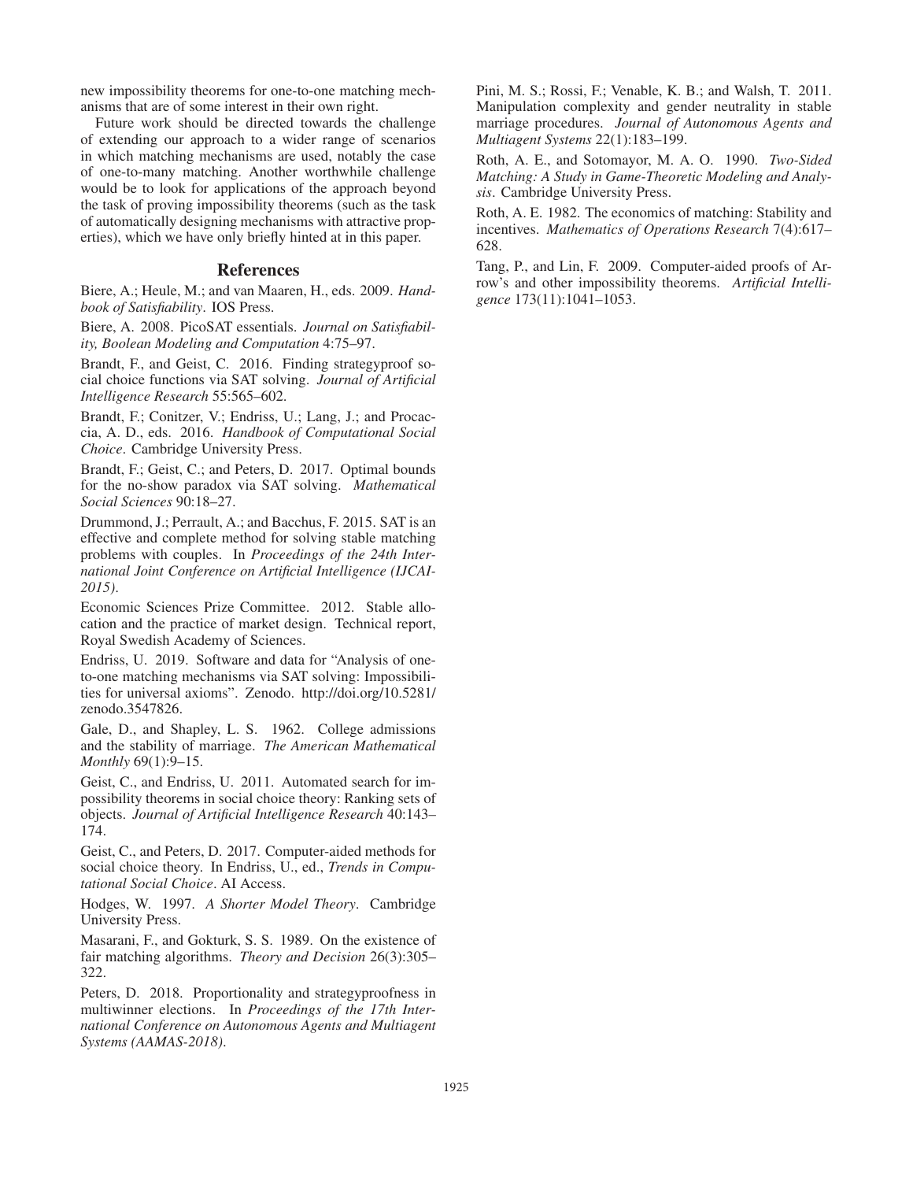new impossibility theorems for one-to-one matching mechanisms that are of some interest in their own right.

Future work should be directed towards the challenge of extending our approach to a wider range of scenarios in which matching mechanisms are used, notably the case of one-to-many matching. Another worthwhile challenge would be to look for applications of the approach beyond the task of proving impossibility theorems (such as the task of automatically designing mechanisms with attractive properties), which we have only briefly hinted at in this paper.

## References

Biere, A.; Heule, M.; and van Maaren, H., eds. 2009. *Handbook of Satisfiability*. IOS Press.

Biere, A. 2008. PicoSAT essentials. *Journal on Satisfiability, Boolean Modeling and Computation* 4:75–97.

Brandt, F., and Geist, C. 2016. Finding strategyproof social choice functions via SAT solving. *Journal of Artificial Intelligence Research* 55:565–602.

Brandt, F.; Conitzer, V.; Endriss, U.; Lang, J.; and Procaccia, A. D., eds. 2016. *Handbook of Computational Social Choice*. Cambridge University Press.

Brandt, F.; Geist, C.; and Peters, D. 2017. Optimal bounds for the no-show paradox via SAT solving. *Mathematical Social Sciences* 90:18–27.

Drummond, J.; Perrault, A.; and Bacchus, F. 2015. SAT is an effective and complete method for solving stable matching problems with couples. In *Proceedings of the 24th International Joint Conference on Artificial Intelligence (IJCAI-2015)*.

Economic Sciences Prize Committee. 2012. Stable allocation and the practice of market design. Technical report, Royal Swedish Academy of Sciences.

Endriss, U. 2019. Software and data for "Analysis of one-to-one matching mechanisms via SAT solving: Impossibilities for universal axioms". Zenodo. http://doi.org/10.5281/zenodo.3547826.

Gale, D., and Shapley, L. S. 1962. College admissions and the stability of marriage. *The American Mathematical Monthly* 69(1):9–15.

Geist, C., and Endriss, U. 2011. Automated search for impossibility theorems in social choice theory: Ranking sets of objects. *Journal of Artificial Intelligence Research* 40:143–174.

Geist, C., and Peters, D. 2017. Computer-aided methods for social choice theory. In Endriss, U., ed., *Trends in Computational Social Choice*. AI Access.

Hodges, W. 1997. *A Shorter Model Theory*. Cambridge University Press.

Masarani, F., and Gokturk, S. S. 1989. On the existence of fair matching algorithms. *Theory and Decision* 26(3):305–322.

Peters, D. 2018. Proportionality and strategyproofness in multiwinner elections. In *Proceedings of the 17th International Conference on Autonomous Agents and Multiagent Systems (AAMAS-2018)*.

Pini, M. S.; Rossi, F.; Venable, K. B.; and Walsh, T. 2011. Manipulation complexity and gender neutrality in stable marriage procedures. *Journal of Autonomous Agents and Multiagent Systems* 22(1):183–199.

Roth, A. E., and Sotomayor, M. A. O. 1990. *Two-Sided Matching: A Study in Game-Theoretic Modeling and Analysis*. Cambridge University Press.

Roth, A. E. 1982. The economics of matching: Stability and incentives. *Mathematics of Operations Research* 7(4):617–628.

Tang, P., and Lin, F. 2009. Computer-aided proofs of Arrow's and other impossibility theorems. *Artificial Intelligence* 173(11):1041–1053.